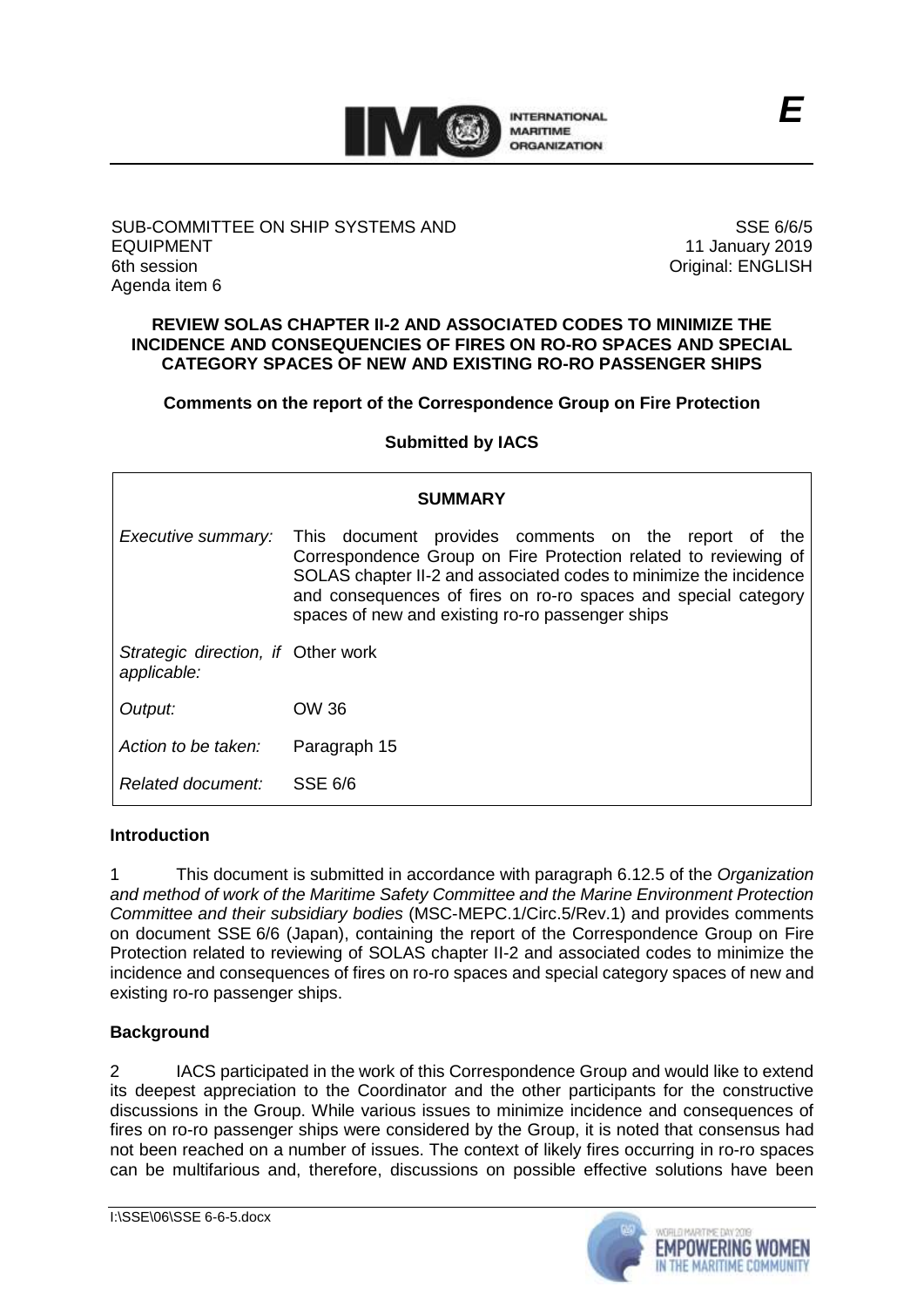**E**

SUB-COMMITTEE ON SHIP SYSTEMS AND EQUIPMENT
6th session
Agenda item 6

SSE 6/6/5
11 January 2019
Original: ENGLISH

**REVIEW SOLAS CHAPTER II-2 AND ASSOCIATED CODES TO MINIMIZE THE INCIDENCE AND CONSEQUENCIES OF FIRES ON RO-RO SPACES AND SPECIAL CATEGORY SPACES OF NEW AND EXISTING RO-RO PASSENGER SHIPS**

**Comments on the report of the Correspondence Group on Fire Protection**

**Submitted by IACS**

| **SUMMARY** | |
|---|---|
| *Executive summary:* | This document provides comments on the report of the Correspondence Group on Fire Protection related to reviewing of SOLAS chapter II-2 and associated codes to minimize the incidence and consequences of fires on ro-ro spaces and special category spaces of new and existing ro-ro passenger ships |
| *Strategic direction, if applicable:* | Other work |
| *Output:* | OW 36 |
| *Action to be taken:* | Paragraph 15 |
| *Related document:* | SSE 6/6 |

## Introduction

1 This document is submitted in accordance with paragraph 6.12.5 of the *Organization and method of work of the Maritime Safety Committee and the Marine Environment Protection Committee and their subsidiary bodies* (MSC-MEPC.1/Circ.5/Rev.1) and provides comments on document SSE 6/6 (Japan), containing the report of the Correspondence Group on Fire Protection related to reviewing of SOLAS chapter II-2 and associated codes to minimize the incidence and consequences of fires on ro-ro spaces and special category spaces of new and existing ro-ro passenger ships.

## Background

2 IACS participated in the work of this Correspondence Group and would like to extend its deepest appreciation to the Coordinator and the other participants for the constructive discussions in the Group. While various issues to minimize incidence and consequences of fires on ro-ro passenger ships were considered by the Group, it is noted that consensus had not been reached on a number of issues. The context of likely fires occurring in ro-ro spaces can be multifarious and, therefore, discussions on possible effective solutions have been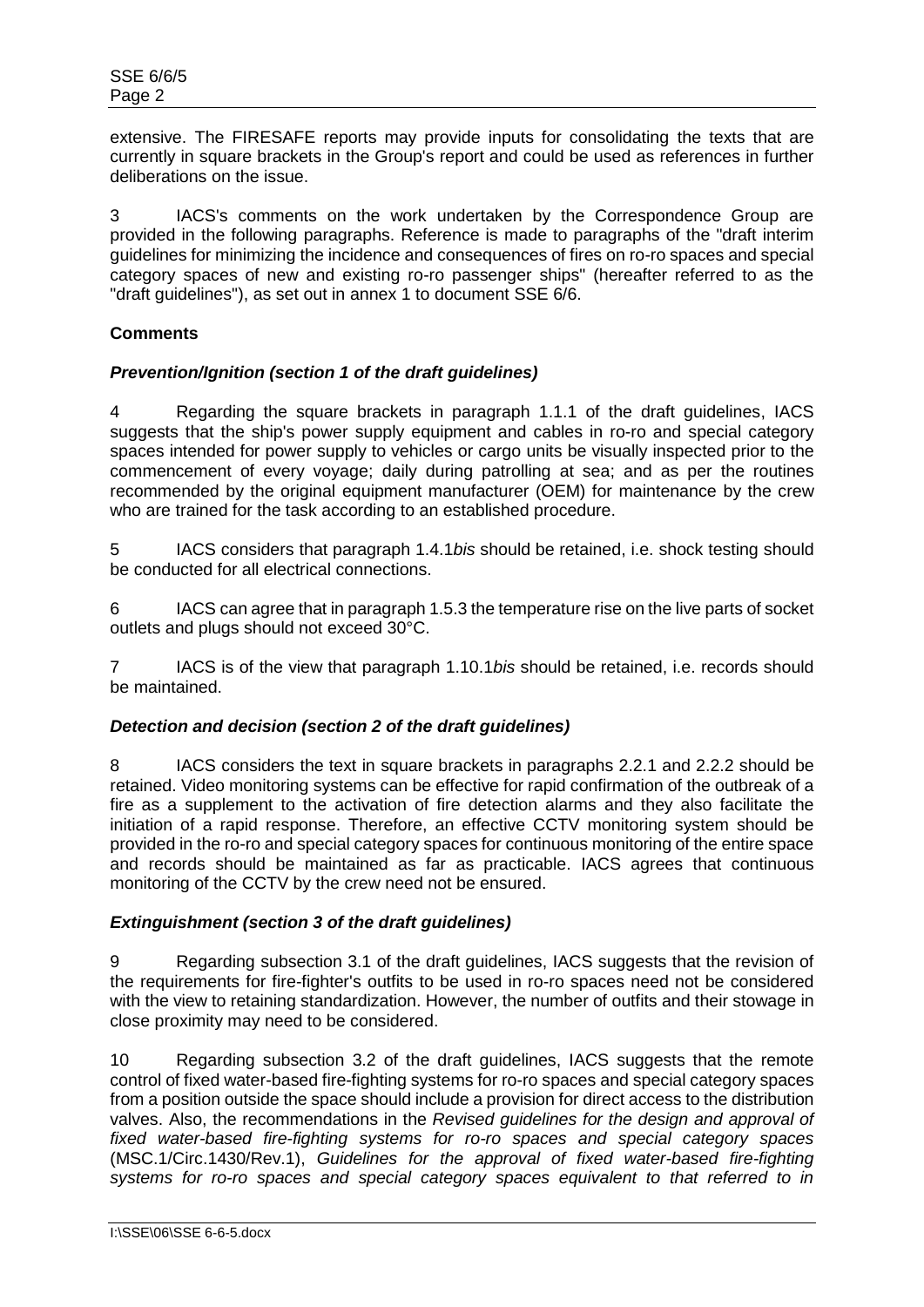extensive. The FIRESAFE reports may provide inputs for consolidating the texts that are currently in square brackets in the Group's report and could be used as references in further deliberations on the issue.

3 IACS's comments on the work undertaken by the Correspondence Group are provided in the following paragraphs. Reference is made to paragraphs of the "draft interim guidelines for minimizing the incidence and consequences of fires on ro-ro spaces and special category spaces of new and existing ro-ro passenger ships" (hereafter referred to as the "draft guidelines"), as set out in annex 1 to document SSE 6/6.

**Comments**

***Prevention/Ignition (section 1 of the draft guidelines)***

4 Regarding the square brackets in paragraph 1.1.1 of the draft guidelines, IACS suggests that the ship's power supply equipment and cables in ro-ro and special category spaces intended for power supply to vehicles or cargo units be visually inspected prior to the commencement of every voyage; daily during patrolling at sea; and as per the routines recommended by the original equipment manufacturer (OEM) for maintenance by the crew who are trained for the task according to an established procedure.

5 IACS considers that paragraph 1.4.1*bis* should be retained, i.e. shock testing should be conducted for all electrical connections.

6 IACS can agree that in paragraph 1.5.3 the temperature rise on the live parts of socket outlets and plugs should not exceed 30°C.

7 IACS is of the view that paragraph 1.10.1*bis* should be retained, i.e. records should be maintained.

***Detection and decision (section 2 of the draft guidelines)***

8 IACS considers the text in square brackets in paragraphs 2.2.1 and 2.2.2 should be retained. Video monitoring systems can be effective for rapid confirmation of the outbreak of a fire as a supplement to the activation of fire detection alarms and they also facilitate the initiation of a rapid response. Therefore, an effective CCTV monitoring system should be provided in the ro-ro and special category spaces for continuous monitoring of the entire space and records should be maintained as far as practicable. IACS agrees that continuous monitoring of the CCTV by the crew need not be ensured.

***Extinguishment (section 3 of the draft guidelines)***

9 Regarding subsection 3.1 of the draft guidelines, IACS suggests that the revision of the requirements for fire-fighter's outfits to be used in ro-ro spaces need not be considered with the view to retaining standardization. However, the number of outfits and their stowage in close proximity may need to be considered.

10 Regarding subsection 3.2 of the draft guidelines, IACS suggests that the remote control of fixed water-based fire-fighting systems for ro-ro spaces and special category spaces from a position outside the space should include a provision for direct access to the distribution valves. Also, the recommendations in the *Revised guidelines for the design and approval of fixed water-based fire-fighting systems for ro-ro spaces and special category spaces* (MSC.1/Circ.1430/Rev.1), *Guidelines for the approval of fixed water-based fire-fighting systems for ro-ro spaces and special category spaces equivalent to that referred to in*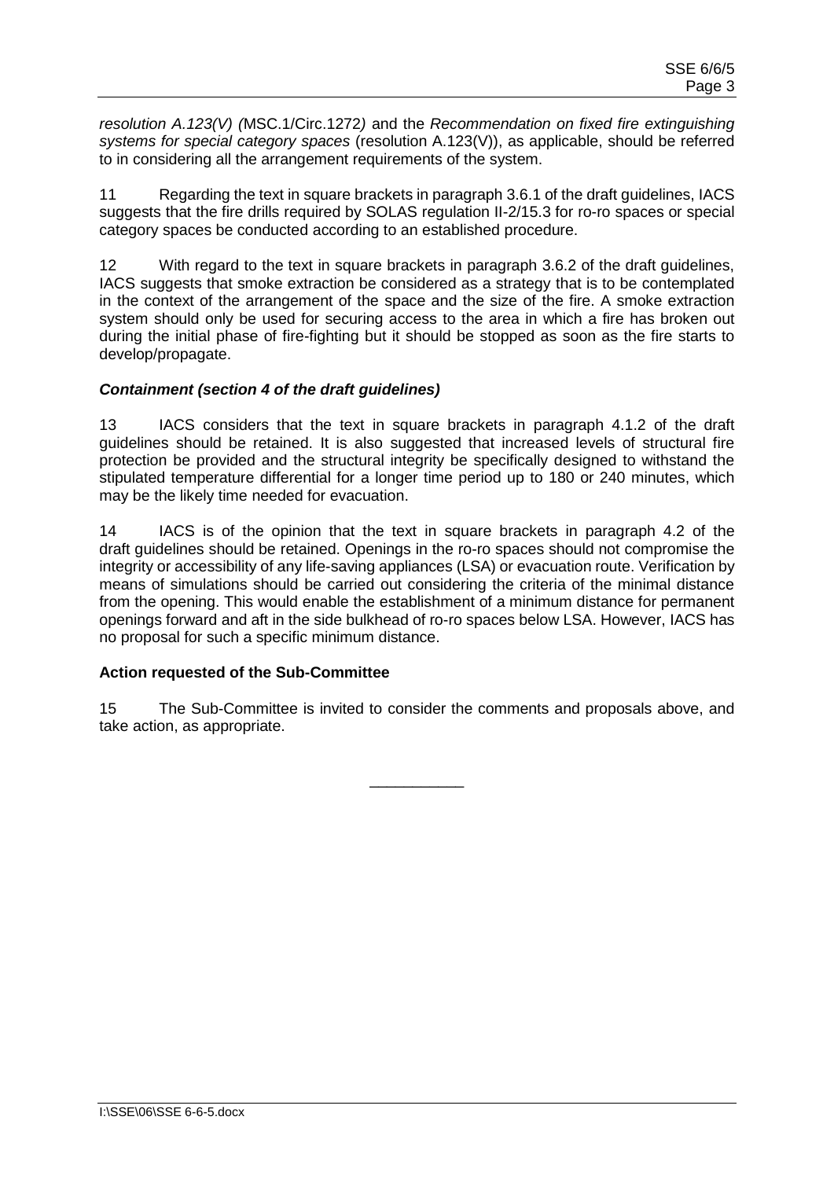*resolution A.123(V) (*MSC.1/Circ.1272*)* and the *Recommendation on fixed fire extinguishing systems for special category spaces* (resolution A.123(V)), as applicable, should be referred to in considering all the arrangement requirements of the system.

11 Regarding the text in square brackets in paragraph 3.6.1 of the draft guidelines, IACS suggests that the fire drills required by SOLAS regulation II-2/15.3 for ro-ro spaces or special category spaces be conducted according to an established procedure.

12 With regard to the text in square brackets in paragraph 3.6.2 of the draft guidelines, IACS suggests that smoke extraction be considered as a strategy that is to be contemplated in the context of the arrangement of the space and the size of the fire. A smoke extraction system should only be used for securing access to the area in which a fire has broken out during the initial phase of fire-fighting but it should be stopped as soon as the fire starts to develop/propagate.

### ***Containment (section 4 of the draft guidelines)***

13 IACS considers that the text in square brackets in paragraph 4.1.2 of the draft guidelines should be retained. It is also suggested that increased levels of structural fire protection be provided and the structural integrity be specifically designed to withstand the stipulated temperature differential for a longer time period up to 180 or 240 minutes, which may be the likely time needed for evacuation.

14 IACS is of the opinion that the text in square brackets in paragraph 4.2 of the draft guidelines should be retained. Openings in the ro-ro spaces should not compromise the integrity or accessibility of any life-saving appliances (LSA) or evacuation route. Verification by means of simulations should be carried out considering the criteria of the minimal distance from the opening. This would enable the establishment of a minimum distance for permanent openings forward and aft in the side bulkhead of ro-ro spaces below LSA. However, IACS has no proposal for such a specific minimum distance.

### **Action requested of the Sub-Committee**

15 The Sub-Committee is invited to consider the comments and proposals above, and take action, as appropriate.

___________